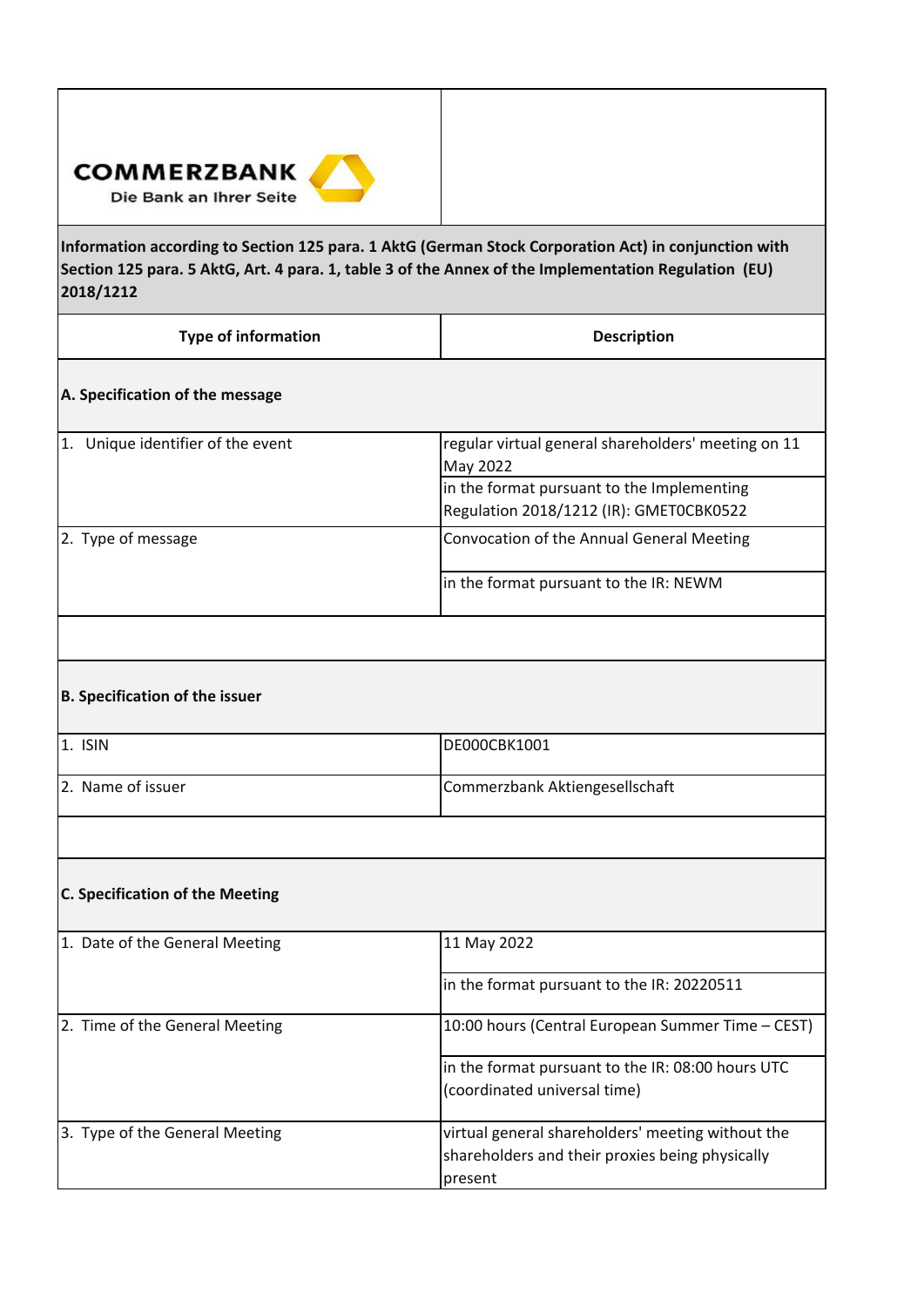**COMMERZBANK**
Die Bank an Ihrer Seite

**Information according to Section 125 para. 1 AktG (German Stock Corporation Act) in conjunction with Section 125 para. 5 AktG, Art. 4 para. 1, table 3 of the Annex of the Implementation Regulation (EU) 2018/1212**

| Type of information | Description |
|---|---|
| **A. Specification of the message** | |
| 1. Unique identifier of the event | regular virtual general shareholders' meeting on 11 May 2022 |
| | in the format pursuant to the Implementing Regulation 2018/1212 (IR): GMETOCBK0522 |
| 2. Type of message | Convocation of the Annual General Meeting |
| | in the format pursuant to the IR: NEWM |
| | |
| **B. Specification of the issuer** | |
| 1. ISIN | DE000CBK1001 |
| 2. Name of issuer | Commerzbank Aktiengesellschaft |
| | |
| **C. Specification of the Meeting** | |
| 1. Date of the General Meeting | 11 May 2022 |
| | in the format pursuant to the IR: 20220511 |
| 2. Time of the General Meeting | 10:00 hours (Central European Summer Time – CEST) |
| | in the format pursuant to the IR: 08:00 hours UTC (coordinated universal time) |
| 3. Type of the General Meeting | virtual general shareholders' meeting without the shareholders and their proxies being physically present |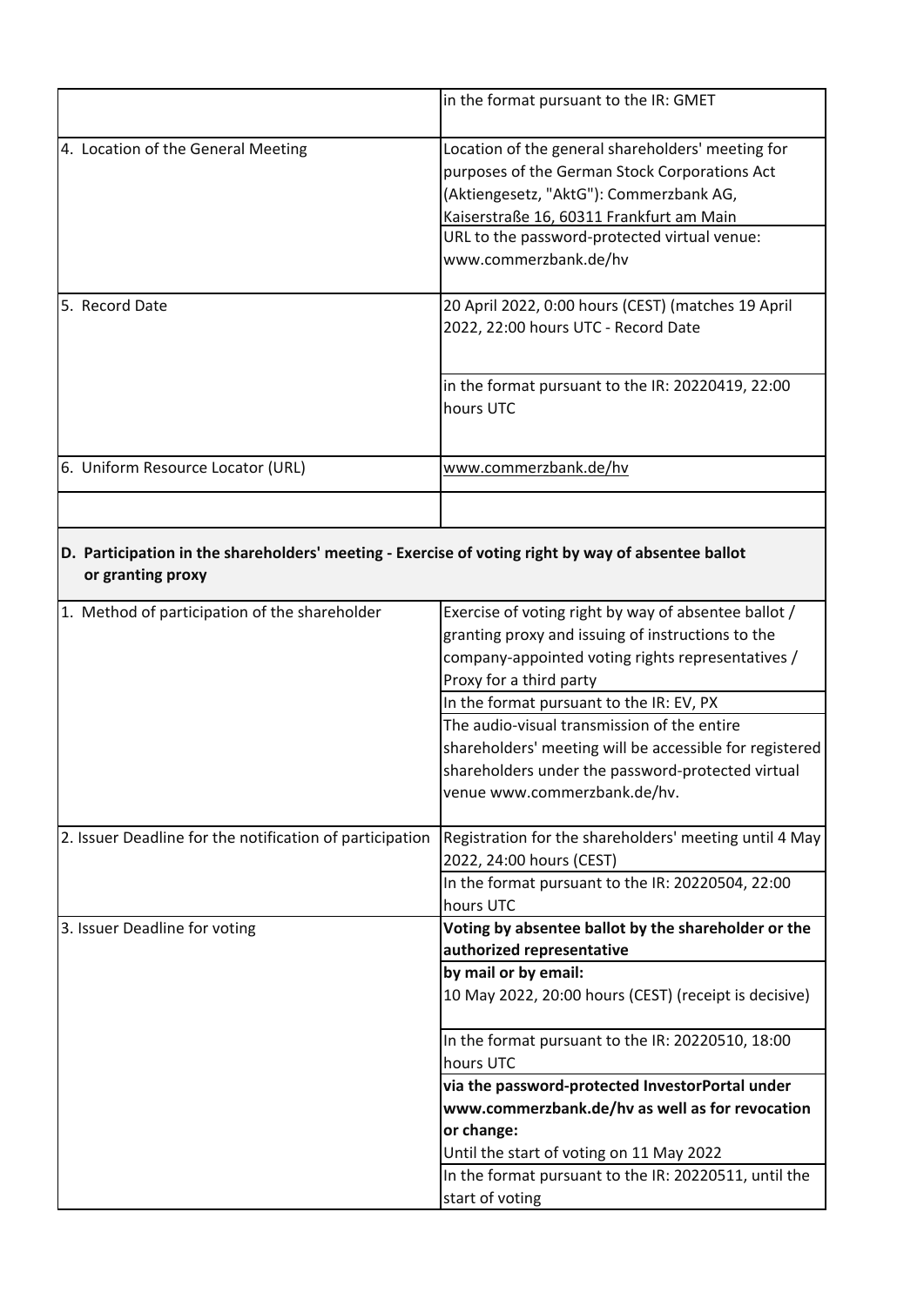| | |
|---|---|
| | in the format pursuant to the IR: GMET |
| 4. Location of the General Meeting | Location of the general shareholders' meeting for purposes of the German Stock Corporations Act (Aktiengesetz, "AktG"): Commerzbank AG, Kaiserstraße 16, 60311 Frankfurt am Main |
| | URL to the password-protected virtual venue: www.commerzbank.de/hv |
| 5. Record Date | 20 April 2022, 0:00 hours (CEST) (matches 19 April 2022, 22:00 hours UTC - Record Date |
| | in the format pursuant to the IR: 20220419, 22:00 hours UTC |
| 6. Uniform Resource Locator (URL) | www.commerzbank.de/hv |
| | |

**D. Participation in the shareholders' meeting - Exercise of voting right by way of absentee ballot or granting proxy**

| | |
|---|---|
| 1. Method of participation of the shareholder | Exercise of voting right by way of absentee ballot / granting proxy and issuing of instructions to the company-appointed voting rights representatives / Proxy for a third party |
| | In the format pursuant to the IR: EV, PX |
| | The audio-visual transmission of the entire shareholders' meeting will be accessible for registered shareholders under the password-protected virtual venue www.commerzbank.de/hv. |
| 2. Issuer Deadline for the notification of participation | Registration for the shareholders' meeting until 4 May 2022, 24:00 hours (CEST) |
| | In the format pursuant to the IR: 20220504, 22:00 hours UTC |
| 3. Issuer Deadline for voting | **Voting by absentee ballot by the shareholder or the authorized representative** |
| | **by mail or by email:** 10 May 2022, 20:00 hours (CEST) (receipt is decisive) |
| | In the format pursuant to the IR: 20220510, 18:00 hours UTC |
| | **via the password-protected InvestorPortal under www.commerzbank.de/hv as well as for revocation or change:** Until the start of voting on 11 May 2022 |
| | In the format pursuant to the IR: 20220511, until the start of voting |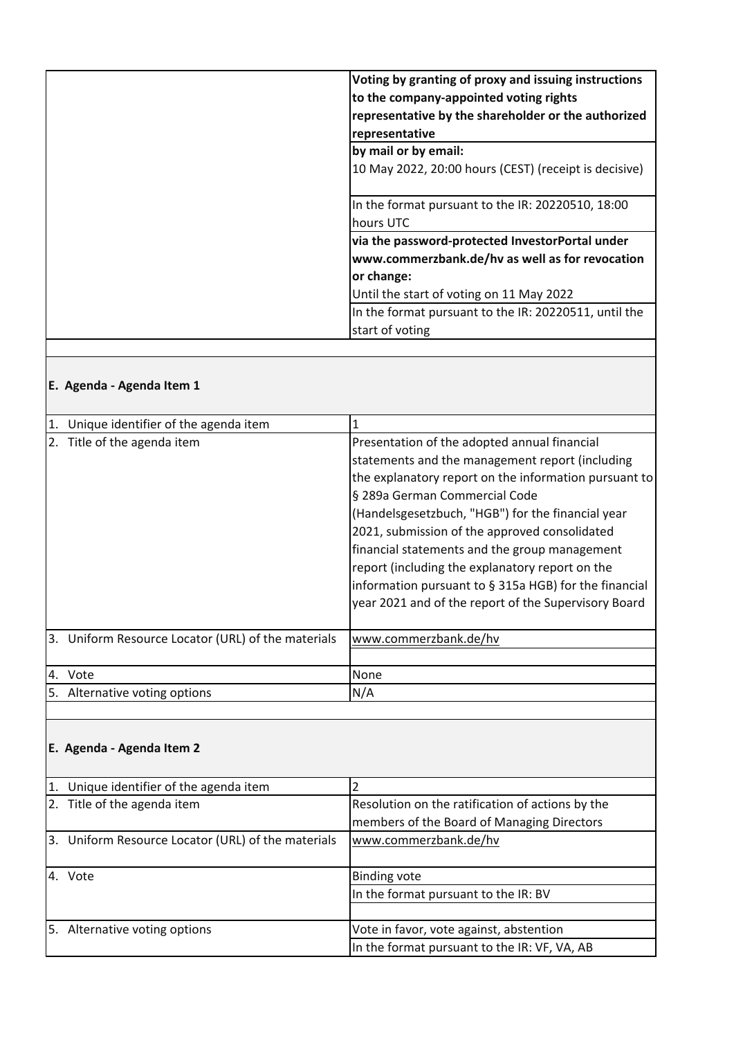| | |
|---|---|
| | **Voting by granting of proxy and issuing instructions to the company-appointed voting rights representative by the shareholder or the authorized representative** |
| | **by mail or by email:** 10 May 2022, 20:00 hours (CEST) (receipt is decisive) |
| | In the format pursuant to the IR: 20220510, 18:00 hours UTC |
| | **via the password-protected InvestorPortal under www.commerzbank.de/hv as well as for revocation or change:** Until the start of voting on 11 May 2022 |
| | In the format pursuant to the IR: 20220511, until the start of voting |

### E. Agenda - Agenda Item 1

| | |
|---|---|
| 1. Unique identifier of the agenda item | 1 |
| 2. Title of the agenda item | Presentation of the adopted annual financial statements and the management report (including the explanatory report on the information pursuant to § 289a German Commercial Code (Handelsgesetzbuch, "HGB") for the financial year 2021, submission of the approved consolidated financial statements and the group management report (including the explanatory report on the information pursuant to § 315a HGB) for the financial year 2021 and of the report of the Supervisory Board |
| 3. Uniform Resource Locator (URL) of the materials | www.commerzbank.de/hv |
| 4. Vote | None |
| 5. Alternative voting options | N/A |

### E. Agenda - Agenda Item 2

| | |
|---|---|
| 1. Unique identifier of the agenda item | 2 |
| 2. Title of the agenda item | Resolution on the ratification of actions by the members of the Board of Managing Directors |
| 3. Uniform Resource Locator (URL) of the materials | www.commerzbank.de/hv |
| 4. Vote | Binding vote |
| | In the format pursuant to the IR: BV |
| 5. Alternative voting options | Vote in favor, vote against, abstention |
| | In the format pursuant to the IR: VF, VA, AB |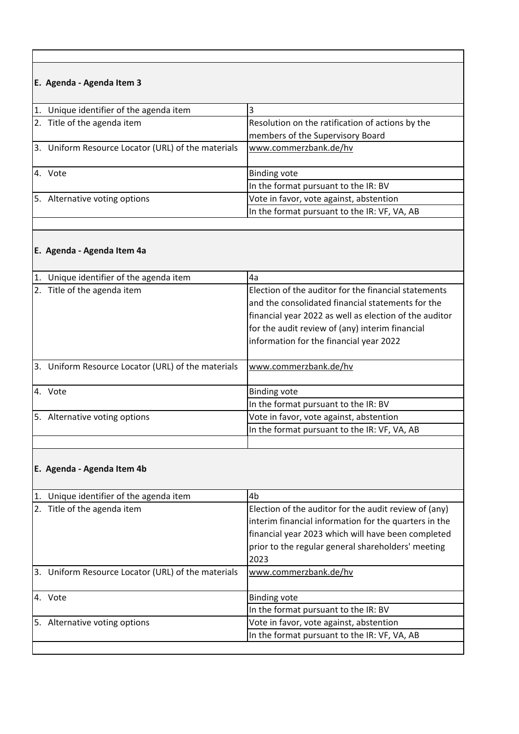## E. Agenda - Agenda Item 3

| | |
|---|---|
| 1. Unique identifier of the agenda item | 3 |
| 2. Title of the agenda item | Resolution on the ratification of actions by the members of the Supervisory Board |
| 3. Uniform Resource Locator (URL) of the materials | www.commerzbank.de/hv |
| 4. Vote | Binding vote |
| | In the format pursuant to the IR: BV |
| 5. Alternative voting options | Vote in favor, vote against, abstention |
| | In the format pursuant to the IR: VF, VA, AB |

## E. Agenda - Agenda Item 4a

| | |
|---|---|
| 1. Unique identifier of the agenda item | 4a |
| 2. Title of the agenda item | Election of the auditor for the financial statements and the consolidated financial statements for the financial year 2022 as well as election of the auditor for the audit review of (any) interim financial information for the financial year 2022 |
| 3. Uniform Resource Locator (URL) of the materials | www.commerzbank.de/hv |
| 4. Vote | Binding vote |
| | In the format pursuant to the IR: BV |
| 5. Alternative voting options | Vote in favor, vote against, abstention |
| | In the format pursuant to the IR: VF, VA, AB |

## E. Agenda - Agenda Item 4b

| | |
|---|---|
| 1. Unique identifier of the agenda item | 4b |
| 2. Title of the agenda item | Election of the auditor for the audit review of (any) interim financial information for the quarters in the financial year 2023 which will have been completed prior to the regular general shareholders' meeting 2023 |
| 3. Uniform Resource Locator (URL) of the materials | www.commerzbank.de/hv |
| 4. Vote | Binding vote |
| | In the format pursuant to the IR: BV |
| 5. Alternative voting options | Vote in favor, vote against, abstention |
| | In the format pursuant to the IR: VF, VA, AB |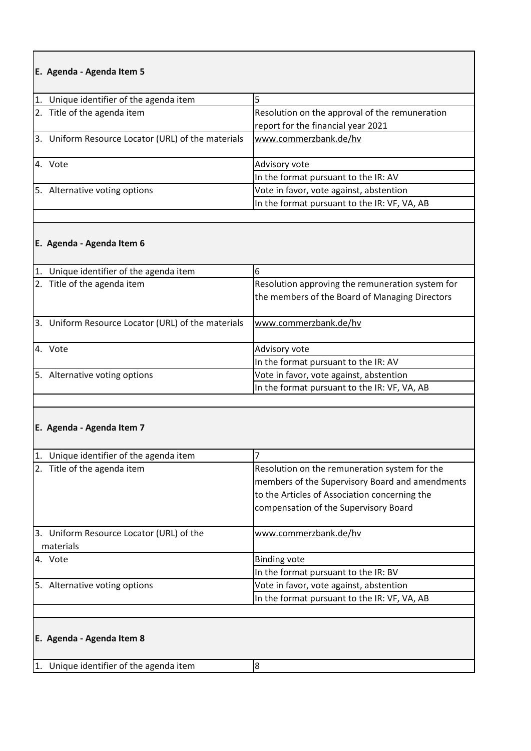**E. Agenda - Agenda Item 5**

| | |
|---|---|
| 1. Unique identifier of the agenda item | 5 |
| 2. Title of the agenda item | Resolution on the approval of the remuneration report for the financial year 2021 |
| 3. Uniform Resource Locator (URL) of the materials | www.commerzbank.de/hv |
| 4. Vote | Advisory vote |
| | In the format pursuant to the IR: AV |
| 5. Alternative voting options | Vote in favor, vote against, abstention |
| | In the format pursuant to the IR: VF, VA, AB |

**E. Agenda - Agenda Item 6**

| | |
|---|---|
| 1. Unique identifier of the agenda item | 6 |
| 2. Title of the agenda item | Resolution approving the remuneration system for the members of the Board of Managing Directors |
| 3. Uniform Resource Locator (URL) of the materials | www.commerzbank.de/hv |
| 4. Vote | Advisory vote |
| | In the format pursuant to the IR: AV |
| 5. Alternative voting options | Vote in favor, vote against, abstention |
| | In the format pursuant to the IR: VF, VA, AB |

**E. Agenda - Agenda Item 7**

| | |
|---|---|
| 1. Unique identifier of the agenda item | 7 |
| 2. Title of the agenda item | Resolution on the remuneration system for the members of the Supervisory Board and amendments to the Articles of Association concerning the compensation of the Supervisory Board |
| 3. Uniform Resource Locator (URL) of the materials | www.commerzbank.de/hv |
| 4. Vote | Binding vote |
| | In the format pursuant to the IR: BV |
| 5. Alternative voting options | Vote in favor, vote against, abstention |
| | In the format pursuant to the IR: VF, VA, AB |

**E. Agenda - Agenda Item 8**

| | |
|---|---|
| 1. Unique identifier of the agenda item | 8 |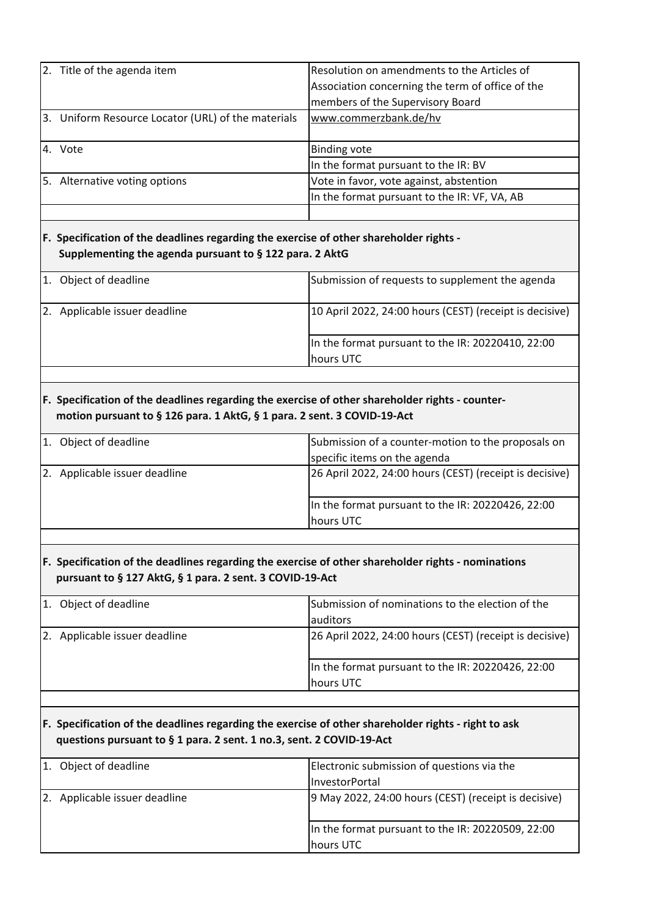| | |
|---|---|
| 2. Title of the agenda item | Resolution on amendments to the Articles of Association concerning the term of office of the members of the Supervisory Board |
| 3. Uniform Resource Locator (URL) of the materials | www.commerzbank.de/hv |
| 4. Vote | Binding vote |
| | In the format pursuant to the IR: BV |
| 5. Alternative voting options | Vote in favor, vote against, abstention |
| | In the format pursuant to the IR: VF, VA, AB |

**F. Specification of the deadlines regarding the exercise of other shareholder rights - Supplementing the agenda pursuant to § 122 para. 2 AktG**

| | |
|---|---|
| 1. Object of deadline | Submission of requests to supplement the agenda |
| 2. Applicable issuer deadline | 10 April 2022, 24:00 hours (CEST) (receipt is decisive) |
| | In the format pursuant to the IR: 20220410, 22:00 hours UTC |

**F. Specification of the deadlines regarding the exercise of other shareholder rights - counter-motion pursuant to § 126 para. 1 AktG, § 1 para. 2 sent. 3 COVID-19-Act**

| | |
|---|---|
| 1. Object of deadline | Submission of a counter-motion to the proposals on specific items on the agenda |
| 2. Applicable issuer deadline | 26 April 2022, 24:00 hours (CEST) (receipt is decisive) |
| | In the format pursuant to the IR: 20220426, 22:00 hours UTC |

**F. Specification of the deadlines regarding the exercise of other shareholder rights - nominations pursuant to § 127 AktG, § 1 para. 2 sent. 3 COVID-19-Act**

| | |
|---|---|
| 1. Object of deadline | Submission of nominations to the election of the auditors |
| 2. Applicable issuer deadline | 26 April 2022, 24:00 hours (CEST) (receipt is decisive) |
| | In the format pursuant to the IR: 20220426, 22:00 hours UTC |

**F. Specification of the deadlines regarding the exercise of other shareholder rights - right to ask questions pursuant to § 1 para. 2 sent. 1 no.3, sent. 2 COVID-19-Act**

| | |
|---|---|
| 1. Object of deadline | Electronic submission of questions via the InvestorPortal |
| 2. Applicable issuer deadline | 9 May 2022, 24:00 hours (CEST) (receipt is decisive) |
| | In the format pursuant to the IR: 20220509, 22:00 hours UTC |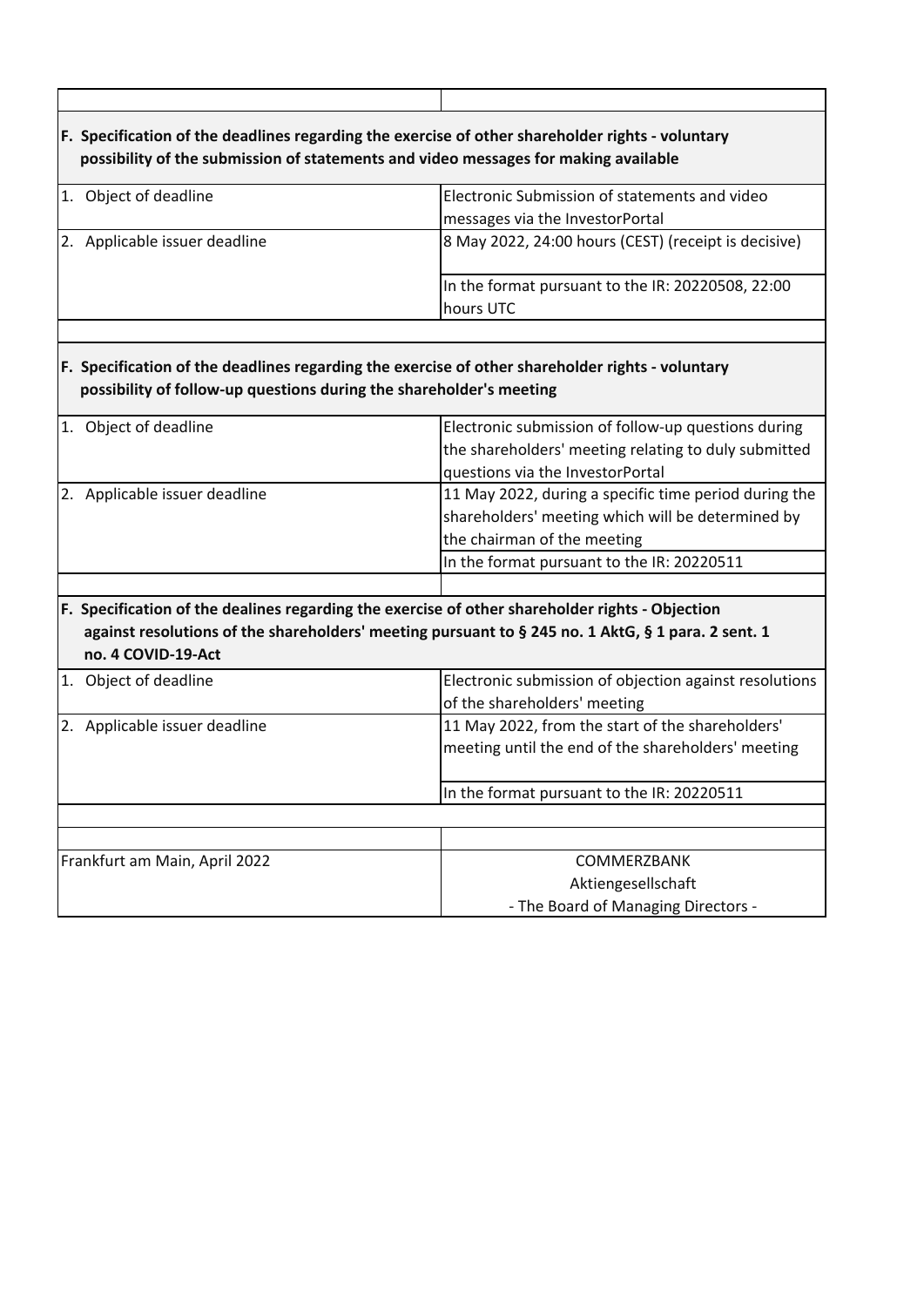| | |
|---|---|
| **F. Specification of the deadlines regarding the exercise of other shareholder rights - voluntary possibility of the submission of statements and video messages for making available** | |
| 1. Object of deadline | Electronic Submission of statements and video messages via the InvestorPortal |
| 2. Applicable issuer deadline | 8 May 2022, 24:00 hours (CEST) (receipt is decisive) |
| | In the format pursuant to the IR: 20220508, 22:00 hours UTC |
| | |
| **F. Specification of the deadlines regarding the exercise of other shareholder rights - voluntary possibility of follow-up questions during the shareholder's meeting** | |
| 1. Object of deadline | Electronic submission of follow-up questions during the shareholders' meeting relating to duly submitted questions via the InvestorPortal |
| 2. Applicable issuer deadline | 11 May 2022, during a specific time period during the shareholders' meeting which will be determined by the chairman of the meeting |
| | In the format pursuant to the IR: 20220511 |
| | |
| **F. Specification of the dealines regarding the exercise of other shareholder rights - Objection against resolutions of the shareholders' meeting pursuant to § 245 no. 1 AktG, § 1 para. 2 sent. 1 no. 4 COVID-19-Act** | |
| 1. Object of deadline | Electronic submission of objection against resolutions of the shareholders' meeting |
| 2. Applicable issuer deadline | 11 May 2022, from the start of the shareholders' meeting until the end of the shareholders' meeting |
| | In the format pursuant to the IR: 20220511 |
| | |
| Frankfurt am Main, April 2022 | COMMERZBANK Aktiengesellschaft - The Board of Managing Directors - |